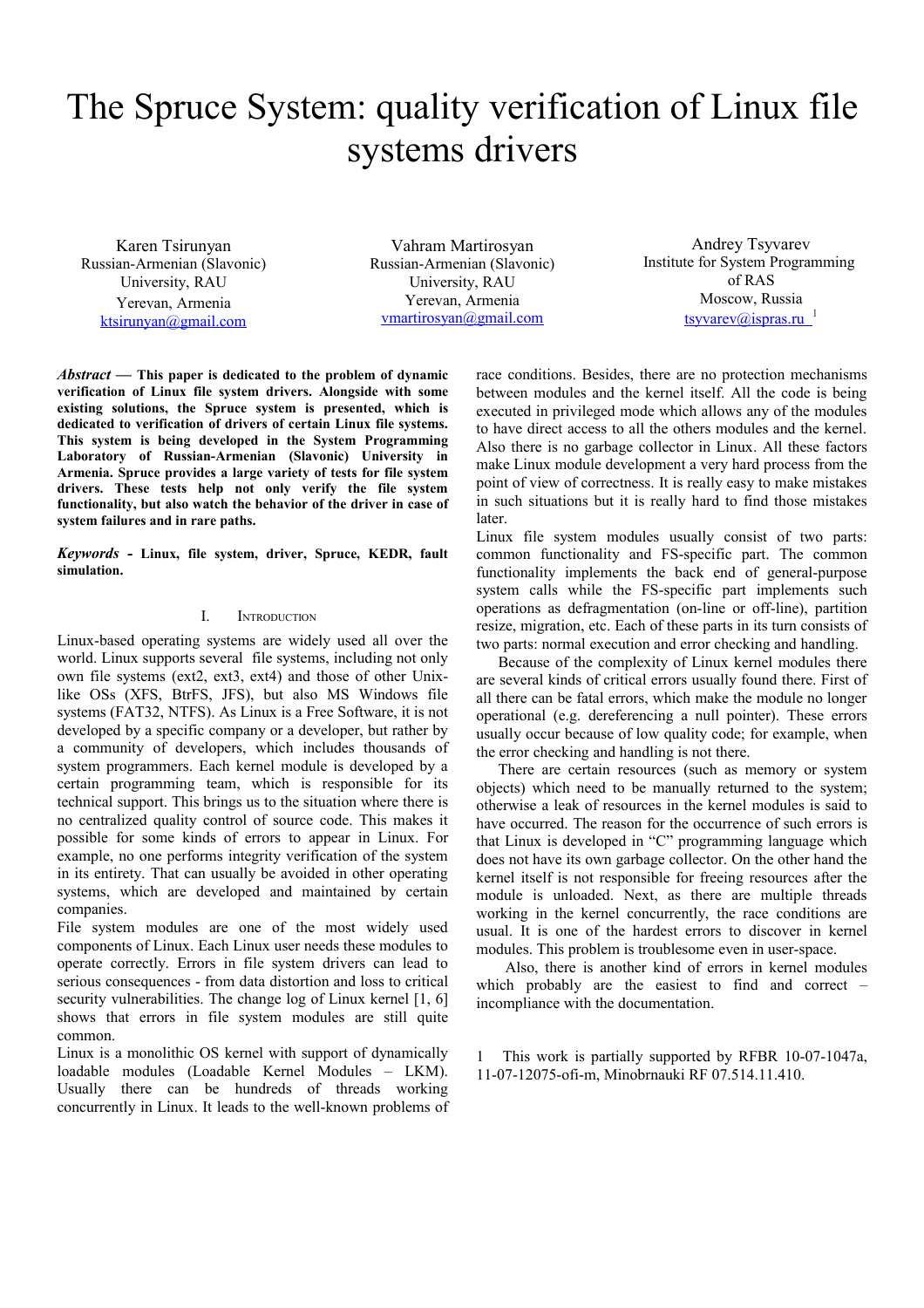# The Spruce System: quality verification of Linux file systems drivers

Karen Tsirunyan
Russian-Armenian (Slavonic) University, RAU
Yerevan, Armenia
ktsirunyan@gmail.com

Vahram Martirosyan
Russian-Armenian (Slavonic) University, RAU
Yerevan, Armenia
vmartirosyan@gmail.com

Andrey Tsyvarev
Institute for System Programming of RAS
Moscow, Russia
tsyvarev@ispras.ru [1]

***Abstract* — This paper is dedicated to the problem of dynamic verification of Linux file system drivers. Alongside with some existing solutions, the Spruce system is presented, which is dedicated to verification of drivers of certain Linux file systems. This system is being developed in the System Programming Laboratory of Russian-Armenian (Slavonic) University in Armenia. Spruce provides a large variety of tests for file system drivers. These tests help not only verify the file system functionality, but also watch the behavior of the driver in case of system failures and in rare paths.**

***Keywords* - Linux, file system, driver, Spruce, KEDR, fault simulation.**

## I. Introduction

Linux-based operating systems are widely used all over the world. Linux supports several file systems, including not only own file systems (ext2, ext3, ext4) and those of other Unix-like OSs (XFS, BtrFS, JFS), but also MS Windows file systems (FAT32, NTFS). As Linux is a Free Software, it is not developed by a specific company or a developer, but rather by a community of developers, which includes thousands of system programmers. Each kernel module is developed by a certain programming team, which is responsible for its technical support. This brings us to the situation where there is no centralized quality control of source code. This makes it possible for some kinds of errors to appear in Linux. For example, no one performs integrity verification of the system in its entirety. That can usually be avoided in other operating systems, which are developed and maintained by certain companies.

File system modules are one of the most widely used components of Linux. Each Linux user needs these modules to operate correctly. Errors in file system drivers can lead to serious consequences - from data distortion and loss to critical security vulnerabilities. The change log of Linux kernel [1, 6] shows that errors in file system modules are still quite common.

Linux is a monolithic OS kernel with support of dynamically loadable modules (Loadable Kernel Modules – LKM). Usually there can be hundreds of threads working concurrently in Linux. It leads to the well-known problems of race conditions. Besides, there are no protection mechanisms between modules and the kernel itself. All the code is being executed in privileged mode which allows any of the modules to have direct access to all the others modules and the kernel. Also there is no garbage collector in Linux. All these factors make Linux module development a very hard process from the point of view of correctness. It is really easy to make mistakes in such situations but it is really hard to find those mistakes later.

Linux file system modules usually consist of two parts: common functionality and FS-specific part. The common functionality implements the back end of general-purpose system calls while the FS-specific part implements such operations as defragmentation (on-line or off-line), partition resize, migration, etc. Each of these parts in its turn consists of two parts: normal execution and error checking and handling.

Because of the complexity of Linux kernel modules there are several kinds of critical errors usually found there. First of all there can be fatal errors, which make the module no longer operational (e.g. dereferencing a null pointer). These errors usually occur because of low quality code; for example, when the error checking and handling is not there.

There are certain resources (such as memory or system objects) which need to be manually returned to the system; otherwise a leak of resources in the kernel modules is said to have occurred. The reason for the occurrence of such errors is that Linux is developed in "C" programming language which does not have its own garbage collector. On the other hand the kernel itself is not responsible for freeing resources after the module is unloaded. Next, as there are multiple threads working in the kernel concurrently, the race conditions are usual. It is one of the hardest errors to discover in kernel modules. This problem is troublesome even in user-space.

Also, there is another kind of errors in kernel modules which probably are the easiest to find and correct – incompliance with the documentation.

1 This work is partially supported by RFBR 10-07-1047a, 11-07-12075-ofi-m, Minobrnauki RF 07.514.11.410.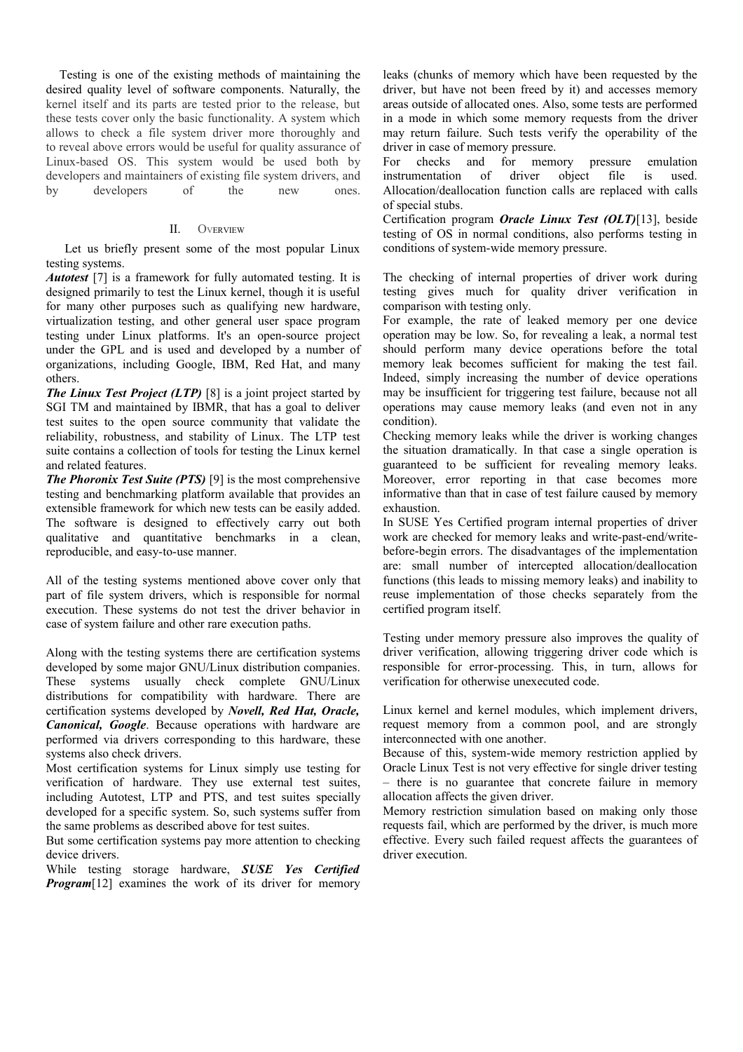Testing is one of the existing methods of maintaining the desired quality level of software components. Naturally, the kernel itself and its parts are tested prior to the release, but these tests cover only the basic functionality. A system which allows to check a file system driver more thoroughly and to reveal above errors would be useful for quality assurance of Linux-based OS. This system would be used both by developers and maintainers of existing file system drivers, and by developers of the new ones.

## II. Overview

Let us briefly present some of the most popular Linux testing systems.

***Autotest*** [7] is a framework for fully automated testing. It is designed primarily to test the Linux kernel, though it is useful for many other purposes such as qualifying new hardware, virtualization testing, and other general user space program testing under Linux platforms. It's an open-source project under the GPL and is used and developed by a number of organizations, including Google, IBM, Red Hat, and many others.

***The Linux Test Project (LTP)*** [8] is a joint project started by SGI TM and maintained by IBMR, that has a goal to deliver test suites to the open source community that validate the reliability, robustness, and stability of Linux. The LTP test suite contains a collection of tools for testing the Linux kernel and related features.

***The Phoronix Test Suite (PTS)*** [9] is the most comprehensive testing and benchmarking platform available that provides an extensible framework for which new tests can be easily added. The software is designed to effectively carry out both qualitative and quantitative benchmarks in a clean, reproducible, and easy-to-use manner.

All of the testing systems mentioned above cover only that part of file system drivers, which is responsible for normal execution. These systems do not test the driver behavior in case of system failure and other rare execution paths.

Along with the testing systems there are certification systems developed by some major GNU/Linux distribution companies. These systems usually check complete GNU/Linux distributions for compatibility with hardware. There are certification systems developed by ***Novell, Red Hat, Oracle, Canonical, Google***. Because operations with hardware are performed via drivers corresponding to this hardware, these systems also check drivers.

Most certification systems for Linux simply use testing for verification of hardware. They use external test suites, including Autotest, LTP and PTS, and test suites specially developed for a specific system. So, such systems suffer from the same problems as described above for test suites.

But some certification systems pay more attention to checking device drivers.

While testing storage hardware, ***SUSE Yes Certified Program***[12] examines the work of its driver for memory leaks (chunks of memory which have been requested by the driver, but have not been freed by it) and accesses memory areas outside of allocated ones. Also, some tests are performed in a mode in which some memory requests from the driver may return failure. Such tests verify the operability of the driver in case of memory pressure.

For checks and for memory pressure emulation instrumentation of driver object file is used. Allocation/deallocation function calls are replaced with calls of special stubs.

Certification program ***Oracle Linux Test (OLT)***[13], beside testing of OS in normal conditions, also performs testing in conditions of system-wide memory pressure.

The checking of internal properties of driver work during testing gives much for quality driver verification in comparison with testing only.

For example, the rate of leaked memory per one device operation may be low. So, for revealing a leak, a normal test should perform many device operations before the total memory leak becomes sufficient for making the test fail. Indeed, simply increasing the number of device operations may be insufficient for triggering test failure, because not all operations may cause memory leaks (and even not in any condition).

Checking memory leaks while the driver is working changes the situation dramatically. In that case a single operation is guaranteed to be sufficient for revealing memory leaks. Moreover, error reporting in that case becomes more informative than that in case of test failure caused by memory exhaustion.

In SUSE Yes Certified program internal properties of driver work are checked for memory leaks and write-past-end/write-before-begin errors. The disadvantages of the implementation are: small number of intercepted allocation/deallocation functions (this leads to missing memory leaks) and inability to reuse implementation of those checks separately from the certified program itself.

Testing under memory pressure also improves the quality of driver verification, allowing triggering driver code which is responsible for error-processing. This, in turn, allows for verification for otherwise unexecuted code.

Linux kernel and kernel modules, which implement drivers, request memory from a common pool, and are strongly interconnected with one another.

Because of this, system-wide memory restriction applied by Oracle Linux Test is not very effective for single driver testing – there is no guarantee that concrete failure in memory allocation affects the given driver.

Memory restriction simulation based on making only those requests fail, which are performed by the driver, is much more effective. Every such failed request affects the guarantees of driver execution.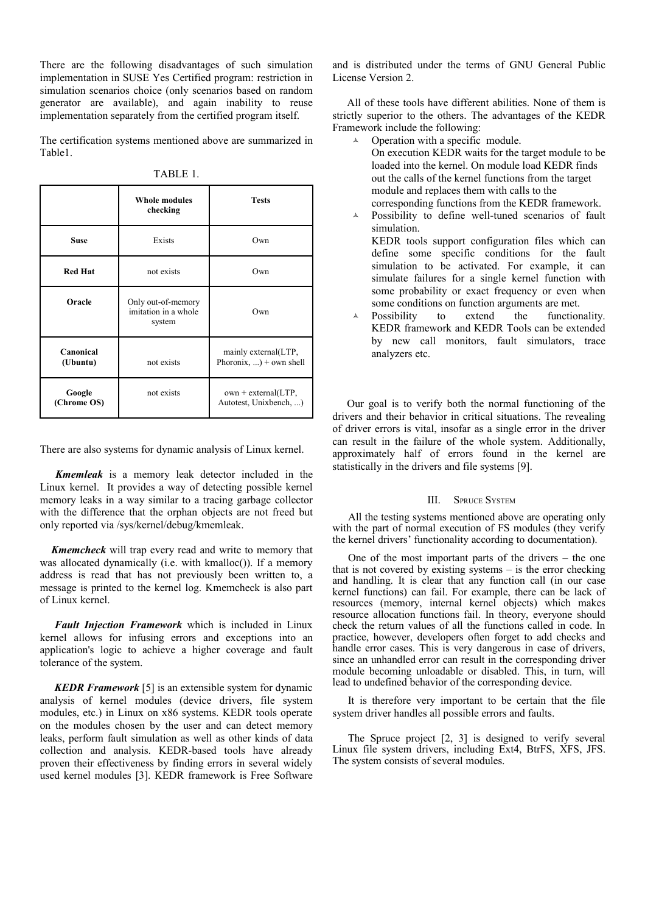There are the following disadvantages of such simulation implementation in SUSE Yes Certified program: restriction in simulation scenarios choice (only scenarios based on random generator are available), and again inability to reuse implementation separately from the certified program itself.

The certification systems mentioned above are summarized in Table1.

TABLE 1.

| | Whole modules checking | Tests |
|---|---|---|
| **Suse** | Exists | Own |
| **Red Hat** | not exists | Own |
| **Oracle** | Only out-of-memory imitation in a whole system | Own |
| **Canonical (Ubuntu)** | not exists | mainly external(LTP, Phoronix, ...) + own shell |
| **Google (Chrome OS)** | not exists | own + external(LTP, Autotest, Unixbench, ...) |

There are also systems for dynamic analysis of Linux kernel.

***Kmemleak*** is a memory leak detector included in the Linux kernel. It provides a way of detecting possible kernel memory leaks in a way similar to a tracing garbage collector with the difference that the orphan objects are not freed but only reported via /sys/kernel/debug/kmemleak.

***Kmemcheck*** will trap every read and write to memory that was allocated dynamically (i.e. with kmalloc()). If a memory address is read that has not previously been written to, a message is printed to the kernel log. Kmemcheck is also part of Linux kernel.

***Fault Injection Framework*** which is included in Linux kernel allows for infusing errors and exceptions into an application's logic to achieve a higher coverage and fault tolerance of the system.

***KEDR Framework*** [5] is an extensible system for dynamic analysis of kernel modules (device drivers, file system modules, etc.) in Linux on x86 systems. KEDR tools operate on the modules chosen by the user and can detect memory leaks, perform fault simulation as well as other kinds of data collection and analysis. KEDR-based tools have already proven their effectiveness by finding errors in several widely used kernel modules [3]. KEDR framework is Free Software and is distributed under the terms of GNU General Public License Version 2.

All of these tools have different abilities. None of them is strictly superior to the others. The advantages of the KEDR Framework include the following:

- Operation with a specific module.
  On execution KEDR waits for the target module to be loaded into the kernel. On module load KEDR finds out the calls of the kernel functions from the target module and replaces them with calls to the corresponding functions from the KEDR framework.
- Possibility to define well-tuned scenarios of fault simulation.
  KEDR tools support configuration files which can define some specific conditions for the fault simulation to be activated. For example, it can simulate failures for a single kernel function with some probability or exact frequency or even when some conditions on function arguments are met.
- Possibility to extend the functionality. KEDR framework and KEDR Tools can be extended by new call monitors, fault simulators, trace analyzers etc.

Our goal is to verify both the normal functioning of the drivers and their behavior in critical situations. The revealing of driver errors is vital, insofar as a single error in the driver can result in the failure of the whole system. Additionally, approximately half of errors found in the kernel are statistically in the drivers and file systems [9].

## III. Spruce System

All the testing systems mentioned above are operating only with the part of normal execution of FS modules (they verify the kernel drivers' functionality according to documentation).

One of the most important parts of the drivers – the one that is not covered by existing systems – is the error checking and handling. It is clear that any function call (in our case kernel functions) can fail. For example, there can be lack of resources (memory, internal kernel objects) which makes resource allocation functions fail. In theory, everyone should check the return values of all the functions called in code. In practice, however, developers often forget to add checks and handle error cases. This is very dangerous in case of drivers, since an unhandled error can result in the corresponding driver module becoming unloadable or disabled. This, in turn, will lead to undefined behavior of the corresponding device.

It is therefore very important to be certain that the file system driver handles all possible errors and faults.

The Spruce project [2, 3] is designed to verify several Linux file system drivers, including Ext4, BtrFS, XFS, JFS. The system consists of several modules.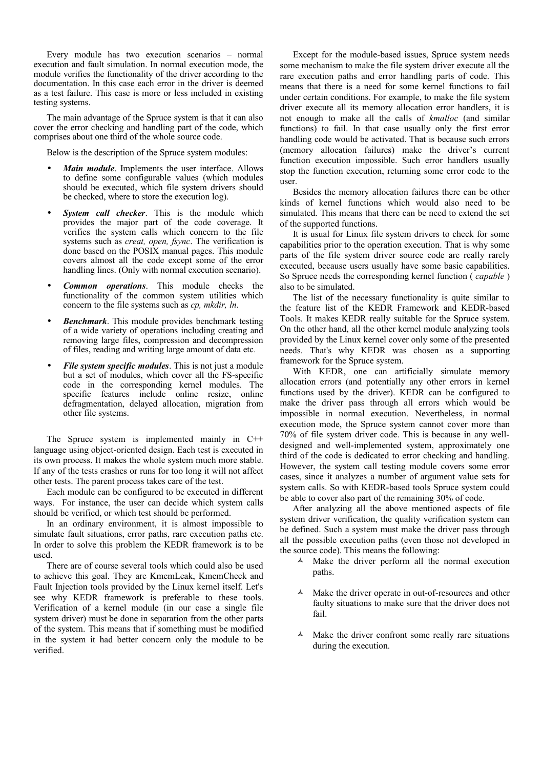Every module has two execution scenarios – normal execution and fault simulation. In normal execution mode, the module verifies the functionality of the driver according to the documentation. In this case each error in the driver is deemed as a test failure. This case is more or less included in existing testing systems.

The main advantage of the Spruce system is that it can also cover the error checking and handling part of the code, which comprises about one third of the whole source code.

Below is the description of the Spruce system modules:

- ***Main module***. Implements the user interface. Allows to define some configurable values (which modules should be executed, which file system drivers should be checked, where to store the execution log).
- ***System call checker***. This is the module which provides the major part of the code coverage. It verifies the system calls which concern to the file systems such as *creat, open, fsync*. The verification is done based on the POSIX manual pages. This module covers almost all the code except some of the error handling lines. (Only with normal execution scenario).
- ***Common operations***. This module checks the functionality of the common system utilities which concern to the file systems such as *cp, mkdir, ln*.
- ***Benchmark***. This module provides benchmark testing of a wide variety of operations including creating and removing large files, compression and decompression of files, reading and writing large amount of data etc.
- ***File system specific modules***. This is not just a module but a set of modules, which cover all the FS-specific code in the corresponding kernel modules. The specific features include online resize, online defragmentation, delayed allocation, migration from other file systems.

The Spruce system is implemented mainly in C++ language using object-oriented design. Each test is executed in its own process. It makes the whole system much more stable. If any of the tests crashes or runs for too long it will not affect other tests. The parent process takes care of the test.

Each module can be configured to be executed in different ways. For instance, the user can decide which system calls should be verified, or which test should be performed.

In an ordinary environment, it is almost impossible to simulate fault situations, error paths, rare execution paths etc. In order to solve this problem the KEDR framework is to be used.

There are of course several tools which could also be used to achieve this goal. They are KmemLeak, KmemCheck and Fault Injection tools provided by the Linux kernel itself. Let's see why KEDR framework is preferable to these tools. Verification of a kernel module (in our case a single file system driver) must be done in separation from the other parts of the system. This means that if something must be modified in the system it had better concern only the module to be verified.

Except for the module-based issues, Spruce system needs some mechanism to make the file system driver execute all the rare execution paths and error handling parts of code. This means that there is a need for some kernel functions to fail under certain conditions. For example, to make the file system driver execute all its memory allocation error handlers, it is not enough to make all the calls of *kmalloc* (and similar functions) to fail. In that case usually only the first error handling code would be activated. That is because such errors (memory allocation failures) make the driver's current function execution impossible. Such error handlers usually stop the function execution, returning some error code to the user.

Besides the memory allocation failures there can be other kinds of kernel functions which would also need to be simulated. This means that there can be need to extend the set of the supported functions.

It is usual for Linux file system drivers to check for some capabilities prior to the operation execution. That is why some parts of the file system driver source code are really rarely executed, because users usually have some basic capabilities. So Spruce needs the corresponding kernel function ( *capable* ) also to be simulated.

The list of the necessary functionality is quite similar to the feature list of the KEDR Framework and KEDR-based Tools. It makes KEDR really suitable for the Spruce system. On the other hand, all the other kernel module analyzing tools provided by the Linux kernel cover only some of the presented needs. That's why KEDR was chosen as a supporting framework for the Spruce system.

With KEDR, one can artificially simulate memory allocation errors (and potentially any other errors in kernel functions used by the driver). KEDR can be configured to make the driver pass through all errors which would be impossible in normal execution. Nevertheless, in normal execution mode, the Spruce system cannot cover more than 70% of file system driver code. This is because in any well-designed and well-implemented system, approximately one third of the code is dedicated to error checking and handling. However, the system call testing module covers some error cases, since it analyzes a number of argument value sets for system calls. So with KEDR-based tools Spruce system could be able to cover also part of the remaining 30% of code.

After analyzing all the above mentioned aspects of file system driver verification, the quality verification system can be defined. Such a system must make the driver pass through all the possible execution paths (even those not developed in the source code). This means the following:

- Make the driver perform all the normal execution paths.
- Make the driver operate in out-of-resources and other faulty situations to make sure that the driver does not fail.
- Make the driver confront some really rare situations during the execution.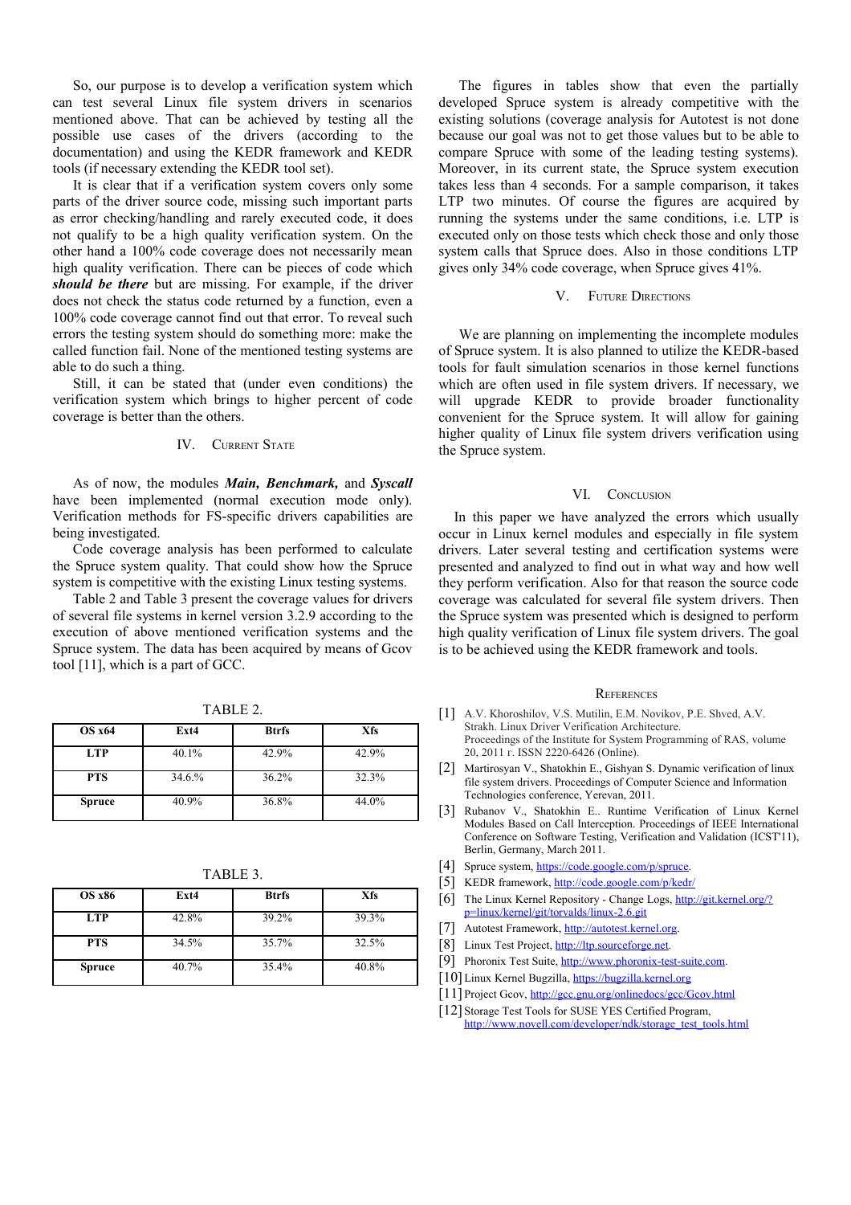So, our purpose is to develop a verification system which can test several Linux file system drivers in scenarios mentioned above. That can be achieved by testing all the possible use cases of the drivers (according to the documentation) and using the KEDR framework and KEDR tools (if necessary extending the KEDR tool set).

It is clear that if a verification system covers only some parts of the driver source code, missing such important parts as error checking/handling and rarely executed code, it does not qualify to be a high quality verification system. On the other hand a 100% code coverage does not necessarily mean high quality verification. There can be pieces of code which ***should be there*** but are missing. For example, if the driver does not check the status code returned by a function, even a 100% code coverage cannot find out that error. To reveal such errors the testing system should do something more: make the called function fail. None of the mentioned testing systems are able to do such a thing.

Still, it can be stated that (under even conditions) the verification system which brings to higher percent of code coverage is better than the others.

## IV. Current State

As of now, the modules ***Main, Benchmark,*** and ***Syscall*** have been implemented (normal execution mode only). Verification methods for FS-specific drivers capabilities are being investigated.

Code coverage analysis has been performed to calculate the Spruce system quality. That could show how the Spruce system is competitive with the existing Linux testing systems.

Table 2 and Table 3 present the coverage values for drivers of several file systems in kernel version 3.2.9 according to the execution of above mentioned verification systems and the Spruce system. The data has been acquired by means of Gcov tool [11], which is a part of GCC.

TABLE 2.

| OS x64 | Ext4 | Btrfs | Xfs |
|---|---|---|---|
| **LTP** | 40.1% | 42.9% | 42.9% |
| **PTS** | 34.6.% | 36.2% | 32.3% |
| **Spruce** | 40.9% | 36.8% | 44.0% |

TABLE 3.

| OS x86 | Ext4 | Btrfs | Xfs |
|---|---|---|---|
| **LTP** | 42.8% | 39.2% | 39.3% |
| **PTS** | 34.5% | 35.7% | 32.5% |
| **Spruce** | 40.7% | 35.4% | 40.8% |

The figures in tables show that even the partially developed Spruce system is already competitive with the existing solutions (coverage analysis for Autotest is not done because our goal was not to get those values but to be able to compare Spruce with some of the leading testing systems). Moreover, in its current state, the Spruce system execution takes less than 4 seconds. For a sample comparison, it takes LTP two minutes. Of course the figures are acquired by running the systems under the same conditions, i.e. LTP is executed only on those tests which check those and only those system calls that Spruce does. Also in those conditions LTP gives only 34% code coverage, when Spruce gives 41%.

## V. Future Directions

We are planning on implementing the incomplete modules of Spruce system. It is also planned to utilize the KEDR-based tools for fault simulation scenarios in those kernel functions which are often used in file system drivers. If necessary, we will upgrade KEDR to provide broader functionality convenient for the Spruce system. It will allow for gaining higher quality of Linux file system drivers verification using the Spruce system.

## VI. Conclusion

In this paper we have analyzed the errors which usually occur in Linux kernel modules and especially in file system drivers. Later several testing and certification systems were presented and analyzed to find out in what way and how well they perform verification. Also for that reason the source code coverage was calculated for several file system drivers. Then the Spruce system was presented which is designed to perform high quality verification of Linux file system drivers. The goal is to be achieved using the KEDR framework and tools.

## References

[1] A.V. Khoroshilov, V.S. Mutilin, E.M. Novikov, P.E. Shved, A.V. Strakh. Linux Driver Verification Architecture. Proceedings of the Institute for System Programming of RAS, volume 20, 2011 г. ISSN 2220-6426 (Online).

[2] Martirosyan V., Shatokhin E., Gishyan S. Dynamic verification of linux file system drivers. Proceedings of Computer Science and Information Technologies conference, Yerevan, 2011.

[3] Rubanov V., Shatokhin E.. Runtime Verification of Linux Kernel Modules Based on Call Interception. Proceedings of IEEE International Conference on Software Testing, Verification and Validation (ICST'11), Berlin, Germany, March 2011.

[4] Spruce system, https://code.google.com/p/spruce.

[5] KEDR framework, http://code.google.com/p/kedr/

[6] The Linux Kernel Repository - Change Logs, http://git.kernel.org/?p=linux/kernel/git/torvalds/linux-2.6.git

[7] Autotest Framework, http://autotest.kernel.org.

[8] Linux Test Project, http://ltp.sourceforge.net.

[9] Phoronix Test Suite, http://www.phoronix-test-suite.com.

[10] Linux Kernel Bugzilla, https://bugzilla.kernel.org

[11] Project Gcov, http://gcc.gnu.org/onlinedocs/gcc/Gcov.html

[12] Storage Test Tools for SUSE YES Certified Program, http://www.novell.com/developer/ndk/storage_test_tools.html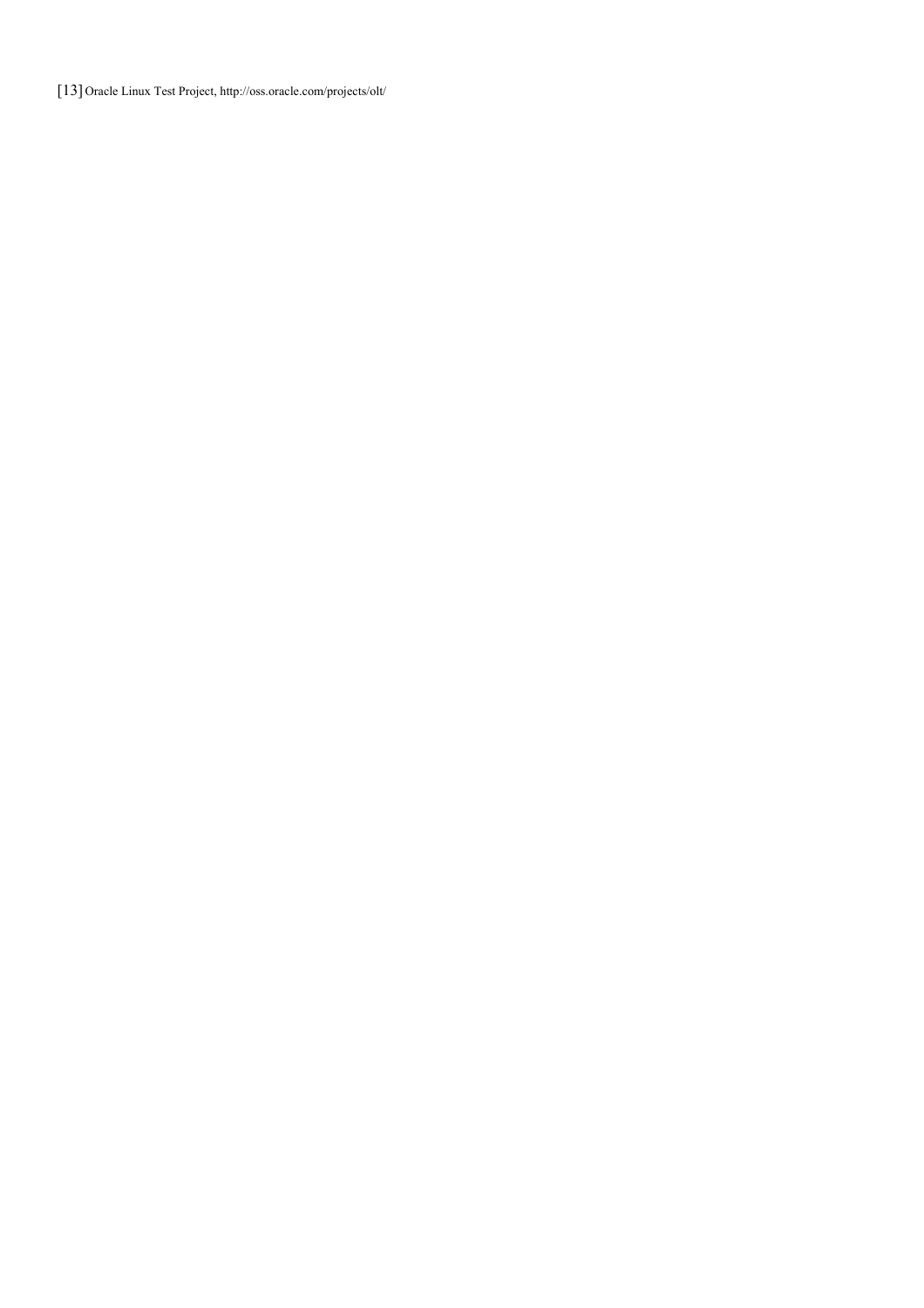[13] Oracle Linux Test Project, http://oss.oracle.com/projects/olt/